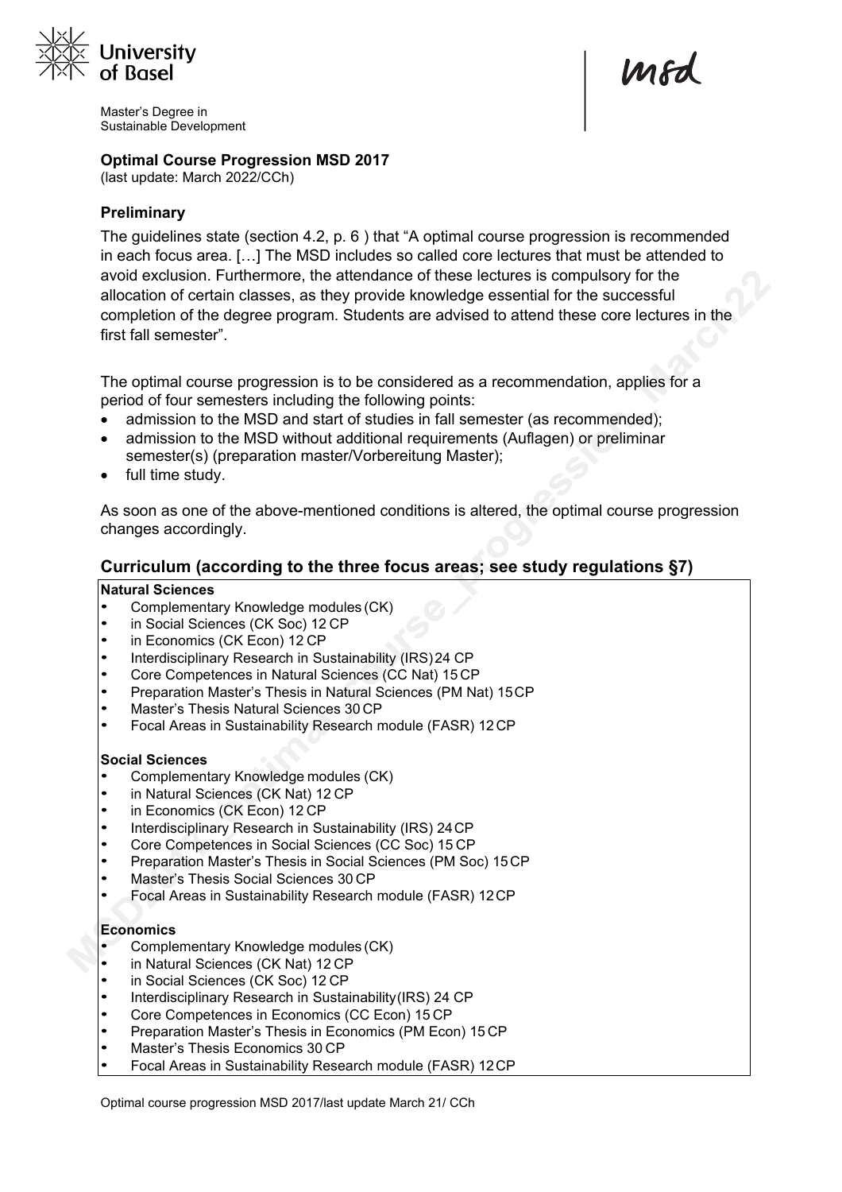University of Basel

Master's Degree in Sustainable Development

msd

**Optimal Course Progression MSD 2017**
(last update: March 2022/CCh)

### Preliminary

The guidelines state (section 4.2, p. 6 ) that "A optimal course progression is recommended in each focus area. […] The MSD includes so called core lectures that must be attended to avoid exclusion. Furthermore, the attendance of these lectures is compulsory for the allocation of certain classes, as they provide knowledge essential for the successful completion of the degree program. Students are advised to attend these core lectures in the first fall semester".

The optimal course progression is to be considered as a recommendation, applies for a period of four semesters including the following points:

- admission to the MSD and start of studies in fall semester (as recommended);
- admission to the MSD without additional requirements (Auflagen) or preliminar semester(s) (preparation master/Vorbereitung Master);
- full time study.

As soon as one of the above-mentioned conditions is altered, the optimal course progression changes accordingly.

## Curriculum (according to the three focus areas; see study regulations §7)

**Natural Sciences**

- Complementary Knowledge modules (CK)
- in Social Sciences (CK Soc) 12 CP
- in Economics (CK Econ) 12 CP
- Interdisciplinary Research in Sustainability (IRS) 24 CP
- Core Competences in Natural Sciences (CC Nat) 15 CP
- Preparation Master's Thesis in Natural Sciences (PM Nat) 15 CP
- Master's Thesis Natural Sciences 30 CP
- Focal Areas in Sustainability Research module (FASR) 12 CP

**Social Sciences**

- Complementary Knowledge modules (CK)
- in Natural Sciences (CK Nat) 12 CP
- in Economics (CK Econ) 12 CP
- Interdisciplinary Research in Sustainability (IRS) 24 CP
- Core Competences in Social Sciences (CC Soc) 15 CP
- Preparation Master's Thesis in Social Sciences (PM Soc) 15 CP
- Master's Thesis Social Sciences 30 CP
- Focal Areas in Sustainability Research module (FASR) 12 CP

**Economics**

- Complementary Knowledge modules (CK)
- in Natural Sciences (CK Nat) 12 CP
- in Social Sciences (CK Soc) 12 CP
- Interdisciplinary Research in Sustainability (IRS) 24 CP
- Core Competences in Economics (CC Econ) 15 CP
- Preparation Master's Thesis in Economics (PM Econ) 15 CP
- Master's Thesis Economics 30 CP
- Focal Areas in Sustainability Research module (FASR) 12 CP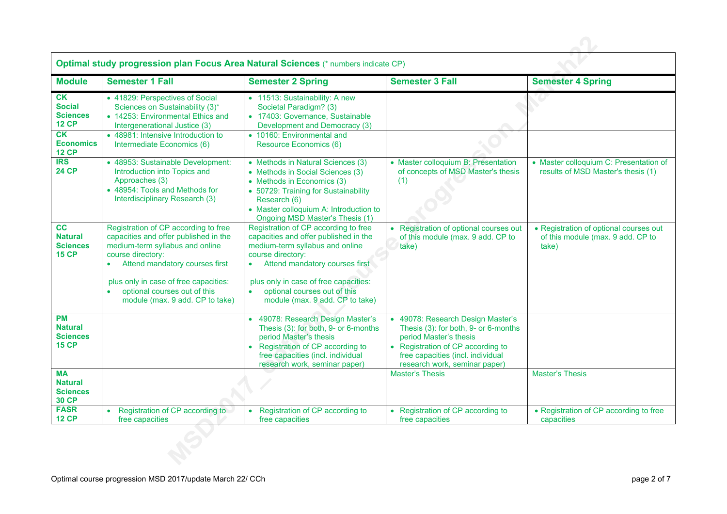**Optimal study progression plan Focus Area Natural Sciences** (* numbers indicate CP)

| Module | Semester 1 Fall | Semester 2 Spring | Semester 3 Fall | Semester 4 Spring |
|---|---|---|---|---|
| **CK Social Sciences 12 CP** | • 41829: Perspectives of Social Sciences on Sustainability (3)* <br> • 14253: Environmental Ethics and Intergenerational Justice (3) | • 11513: Sustainability: A new Societal Paradigm? (3) <br> • 17403: Governance, Sustainable Development and Democracy (3) | | |
| **CK Economics 12 CP** | • 48981: Intensive Introduction to Intermediate Economics (6) | • 10160: Environmental and Resource Economics (6) | | |
| **IRS 24 CP** | • 48953: Sustainable Development: Introduction into Topics and Approaches (3) <br> • 48954: Tools and Methods for Interdisciplinary Research (3) | • Methods in Natural Sciences (3) <br> • Methods in Social Sciences (3) <br> • Methods in Economics (3) <br> • 50729: Training for Sustainability Research (6) <br> • Master colloquium A: Introduction to Ongoing MSD Master's Thesis (1) | • Master colloquium B: Presentation of concepts of MSD Master's thesis (1) | • Master colloquium C: Presentation of results of MSD Master's thesis (1) |
| **CC Natural Sciences 15 CP** | Registration of CP according to free capacities and offer published in the medium-term syllabus and online course directory: <br> • Attend mandatory courses first <br><br> plus only in case of free capacities: <br> • optional courses out of this module (max. 9 add. CP to take) | Registration of CP according to free capacities and offer published in the medium-term syllabus and online course directory: <br> • Attend mandatory courses first <br><br> plus only in case of free capacities: <br> • optional courses out of this module (max. 9 add. CP to take) | • Registration of optional courses out of this module (max. 9 add. CP to take) | • Registration of optional courses out of this module (max. 9 add. CP to take) |
| **PM Natural Sciences 15 CP** | | • 49078: Research Design Master's Thesis (3): for both, 9- or 6-months period Master's thesis <br> • Registration of CP according to free capacities (incl. individual research work, seminar paper) | • 49078: Research Design Master's Thesis (3): for both, 9- or 6-months period Master's thesis <br> • Registration of CP according to free capacities (incl. individual research work, seminar paper) | |
| **MA Natural Sciences 30 CP** | | | Master's Thesis | Master's Thesis |
| **FASR 12 CP** | • Registration of CP according to free capacities | • Registration of CP according to free capacities | • Registration of CP according to free capacities | • Registration of CP according to free capacities |

Optimal course progression MSD 2017/update March 22/ CCh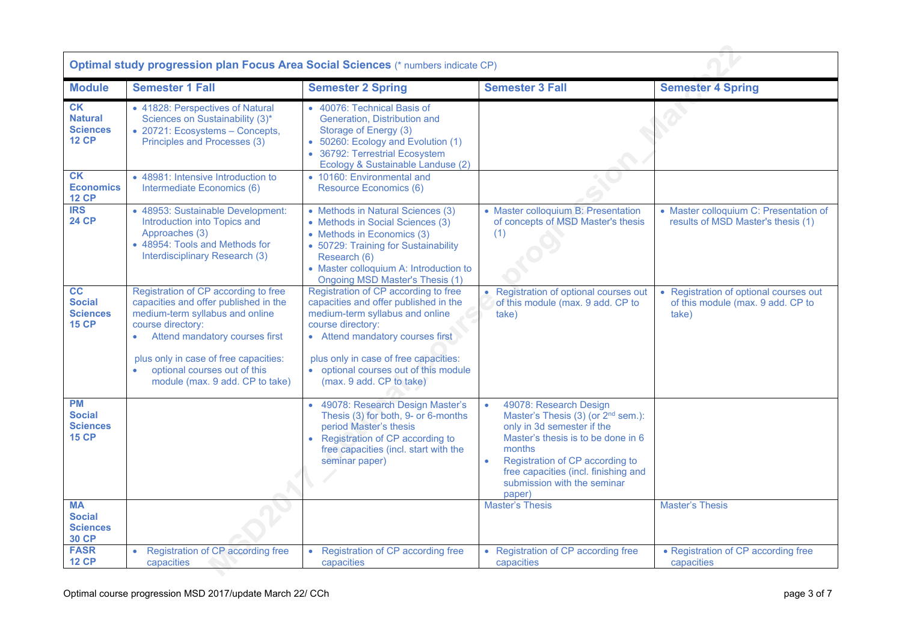| **Optimal study progression plan Focus Area Social Sciences** (* numbers indicate CP) | | | | |
|---|---|---|---|---|
| **Module** | **Semester 1 Fall** | **Semester 2 Spring** | **Semester 3 Fall** | **Semester 4 Spring** |
| **CK Natural Sciences 12 CP** | • 41828: Perspectives of Natural Sciences on Sustainability (3)* <br> • 20721: Ecosystems – Concepts, Principles and Processes (3) | • 40076: Technical Basis of Generation, Distribution and Storage of Energy (3) <br> • 50260: Ecology and Evolution (1) <br> • 36792: Terrestrial Ecosystem Ecology & Sustainable Landuse (2) | | |
| **CK Economics 12 CP** | • 48981: Intensive Introduction to Intermediate Economics (6) | • 10160: Environmental and Resource Economics (6) | | |
| **IRS 24 CP** | • 48953: Sustainable Development: Introduction into Topics and Approaches (3) <br> • 48954: Tools and Methods for Interdisciplinary Research (3) | • Methods in Natural Sciences (3) <br> • Methods in Social Sciences (3) <br> • Methods in Economics (3) <br> • 50729: Training for Sustainability Research (6) <br> • Master colloquium A: Introduction to Ongoing MSD Master's Thesis (1) | • Master colloquium B: Presentation of concepts of MSD Master's thesis (1) | • Master colloquium C: Presentation of results of MSD Master's thesis (1) |
| **CC Social Sciences 15 CP** | Registration of CP according to free capacities and offer published in the medium-term syllabus and online course directory: <br> • Attend mandatory courses first <br><br> plus only in case of free capacities: <br> • optional courses out of this module (max. 9 add. CP to take) | Registration of CP according to free capacities and offer published in the medium-term syllabus and online course directory: <br> • Attend mandatory courses first <br><br> plus only in case of free capacities: <br> • optional courses out of this module (max. 9 add. CP to take) | • Registration of optional courses out of this module (max. 9 add. CP to take) | • Registration of optional courses out of this module (max. 9 add. CP to take) |
| **PM Social Sciences 15 CP** | | • 49078: Research Design Master's Thesis (3) for both, 9- or 6-months period Master's thesis <br> • Registration of CP according to free capacities (incl. start with the seminar paper) | • 49078: Research Design Master's Thesis (3) (or 2nd sem.): only in 3d semester if the Master's thesis is to be done in 6 months <br> • Registration of CP according to free capacities (incl. finishing and submission with the seminar paper) | |
| **MA Social Sciences 30 CP** | | | Master's Thesis | Master's Thesis |
| **FASR 12 CP** | • Registration of CP according free capacities | • Registration of CP according free capacities | • Registration of CP according free capacities | • Registration of CP according free capacities |

Optimal course progression MSD 2017/update March 22/ CCh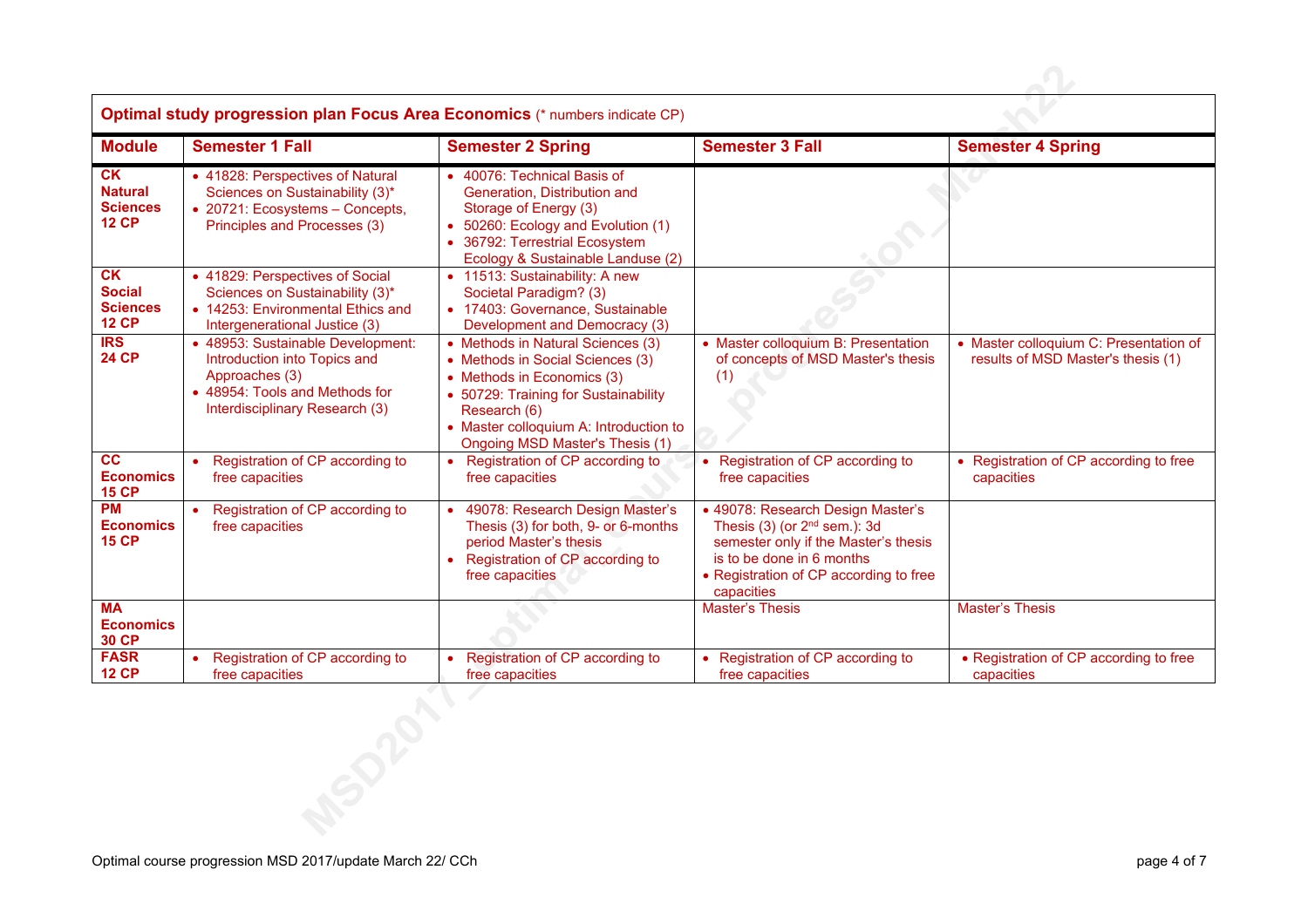**Optimal study progression plan Focus Area Economics** (* numbers indicate CP)

| Module | Semester 1 Fall | Semester 2 Spring | Semester 3 Fall | Semester 4 Spring |
|---|---|---|---|---|
| **CK Natural Sciences 12 CP** | • 41828: Perspectives of Natural Sciences on Sustainability (3)*<br>• 20721: Ecosystems – Concepts, Principles and Processes (3) | • 40076: Technical Basis of Generation, Distribution and Storage of Energy (3)<br>• 50260: Ecology and Evolution (1)<br>• 36792: Terrestrial Ecosystem Ecology & Sustainable Landuse (2) | | |
| **CK Social Sciences 12 CP** | • 41829: Perspectives of Social Sciences on Sustainability (3)*<br>• 14253: Environmental Ethics and Intergenerational Justice (3) | • 11513: Sustainability: A new Societal Paradigm? (3)<br>• 17403: Governance, Sustainable Development and Democracy (3) | | |
| **IRS 24 CP** | • 48953: Sustainable Development: Introduction into Topics and Approaches (3)<br>• 48954: Tools and Methods for Interdisciplinary Research (3) | • Methods in Natural Sciences (3)<br>• Methods in Social Sciences (3)<br>• Methods in Economics (3)<br>• 50729: Training for Sustainability Research (6)<br>• Master colloquium A: Introduction to Ongoing MSD Master's Thesis (1) | • Master colloquium B: Presentation of concepts of MSD Master's thesis (1) | • Master colloquium C: Presentation of results of MSD Master's thesis (1) |
| **CC Economics 15 CP** | • Registration of CP according to free capacities | • Registration of CP according to free capacities | • Registration of CP according to free capacities | • Registration of CP according to free capacities |
| **PM Economics 15 CP** | • Registration of CP according to free capacities | • 49078: Research Design Master's Thesis (3) for both, 9- or 6-months period Master's thesis<br>• Registration of CP according to free capacities | • 49078: Research Design Master's Thesis (3) (or 2nd sem.): 3d semester only if the Master's thesis is to be done in 6 months<br>• Registration of CP according to free capacities | |
| **MA Economics 30 CP** | | | Master's Thesis | Master's Thesis |
| **FASR 12 CP** | • Registration of CP according to free capacities | • Registration of CP according to free capacities | • Registration of CP according to free capacities | • Registration of CP according to free capacities |

Optimal course progression MSD 2017/update March 22/ CCh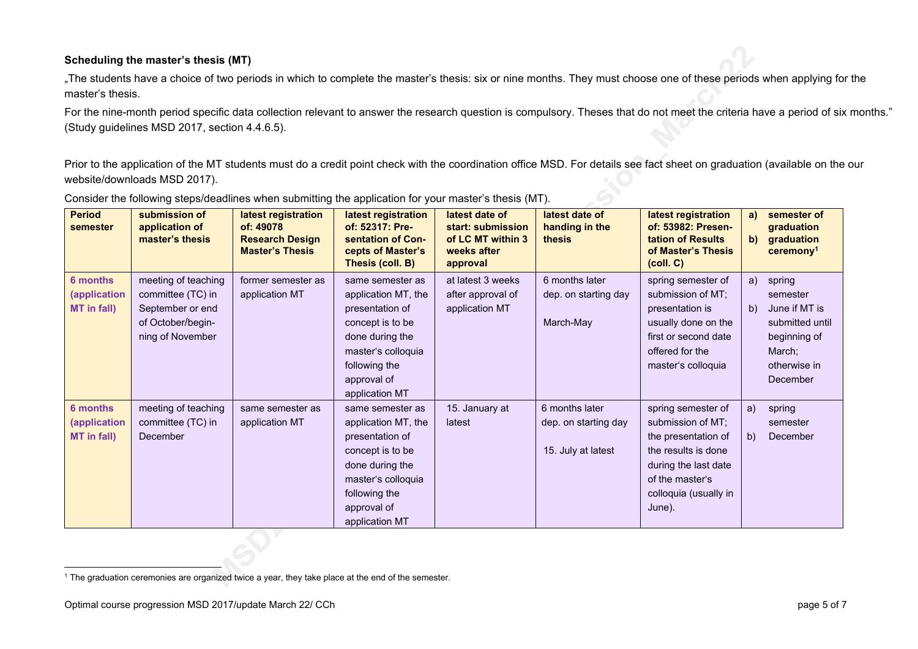**Scheduling the master's thesis (MT)**

„The students have a choice of two periods in which to complete the master's thesis: six or nine months. They must choose one of these periods when applying for the master's thesis.

For the nine-month period specific data collection relevant to answer the research question is compulsory. Theses that do not meet the criteria have a period of six months." (Study guidelines MSD 2017, section 4.4.6.5).

Prior to the application of the MT students must do a credit point check with the coordination office MSD. For details see fact sheet on graduation (available on the our website/downloads MSD 2017).

Consider the following steps/deadlines when submitting the application for your master's thesis (MT).

| Period semester | submission of application of master's thesis | latest registration of: 49078 Research Design Master's Thesis | latest registration of: 52317: Presentation of Concepts of Master's Thesis (coll. B) | latest date of start: submission of LC MT within 3 weeks after approval | latest date of handing in the thesis | latest registration of: 53982: Presentation of Results of Master's Thesis (coll. C) | a) semester of graduation b) graduation ceremony[1] |
|---|---|---|---|---|---|---|---|
| **6 months (application MT in fall)** | meeting of teaching committee (TC) in September or end of October/beginning of November | former semester as application MT | same semester as application MT, the presentation of concept is to be done during the master's colloquia following the approval of application MT | at latest 3 weeks after approval of application MT | 6 months later dep. on starting day March-May | spring semester of submission of MT; presentation is usually done on the first or second date offered for the master's colloquia | a) spring semester b) June if MT is submitted until beginning of March; otherwise in December |
| **6 months (application MT in fall)** | meeting of teaching committee (TC) in December | same semester as application MT | same semester as application MT, the presentation of concept is to be done during the master's colloquia following the approval of application MT | 15. January at latest | 6 months later dep. on starting day 15. July at latest | spring semester of submission of MT; the presentation of the results is done during the last date of the master's colloquia (usually in June). | a) spring semester b) December |

[1] The graduation ceremonies are organized twice a year, they take place at the end of the semester.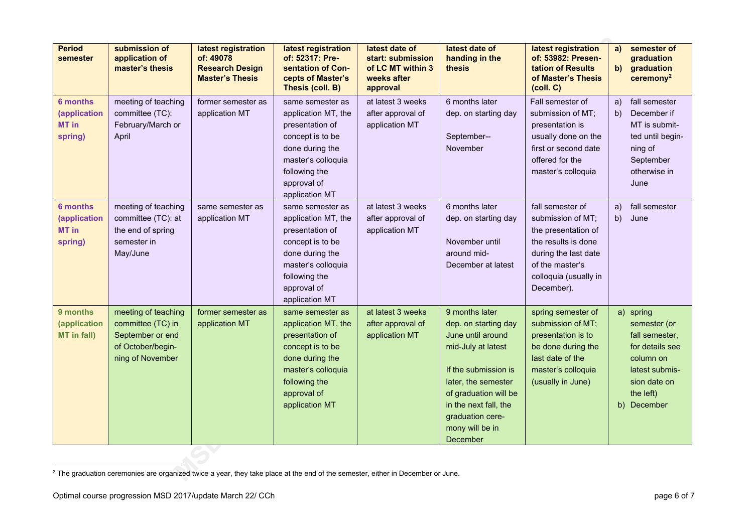| Period semester | submission of application of master's thesis | latest registration of: 49078 Research Design Master's Thesis | latest registration of: 52317: Presentation of Concepts of Master's Thesis (coll. B) | latest date of start: submission of LC MT within 3 weeks after approval | latest date of handing in the thesis | latest registration of: 53982: Presentation of Results of Master's Thesis (coll. C) | a) semester of graduation b) graduation ceremony[2] |
|---|---|---|---|---|---|---|---|
| **6 months (application MT in spring)** | meeting of teaching committee (TC): February/March or April | former semester as application MT | same semester as application MT, the presentation of concept is to be done during the master's colloquia following the approval of application MT | at latest 3 weeks after approval of application MT | 6 months later dep. on starting day<br><br>September--November | Fall semester of submission of MT; presentation is usually done on the first or second date offered for the master's colloquia | a) fall semester<br>b) December if MT is submitted until beginning of September otherwise in June |
| **6 months (application MT in spring)** | meeting of teaching committee (TC): at the end of spring semester in May/June | same semester as application MT | same semester as application MT, the presentation of concept is to be done during the master's colloquia following the approval of application MT | at latest 3 weeks after approval of application MT | 6 months later dep. on starting day<br><br>November until around mid-December at latest | fall semester of submission of MT; the presentation of the results is done during the last date of the master's colloquia (usually in December). | a) fall semester<br>b) June |
| **9 months (application MT in fall)** | meeting of teaching committee (TC) in September or end of October/beginning of November | former semester as application MT | same semester as application MT, the presentation of concept is to be done during the master's colloquia following the approval of application MT | at latest 3 weeks after approval of application MT | 9 months later dep. on starting day June until around mid-July at latest<br><br>If the submission is later, the semester of graduation will be in the next fall, the graduation ceremony will be in December | spring semester of submission of MT; presentation is to be done during the last date of the master's colloquia (usually in June) | a) spring semester (or fall semester, for details see column on latest submission date on the left)<br>b) December |

[2] The graduation ceremonies are organized twice a year, they take place at the end of the semester, either in December or June.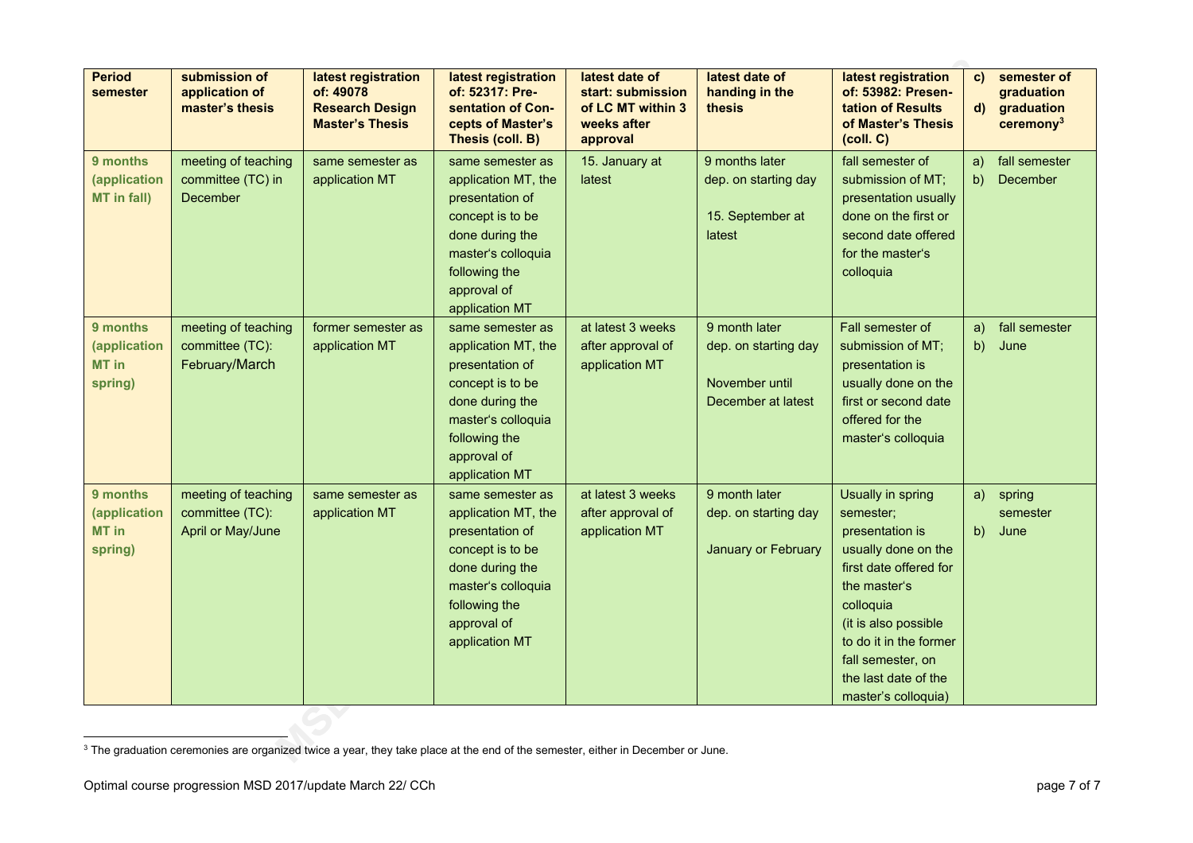| Period semester | submission of application of master's thesis | latest registration of: 49078 Research Design Master's Thesis | latest registration of: 52317: Presentation of Concepts of Master's Thesis (coll. B) | latest date of start: submission of LC MT within 3 weeks after approval | latest date of handing in the thesis | latest registration of: 53982: Presentation of Results of Master's Thesis (coll. C) | c) semester of graduation d) graduation ceremony[3] |
|---|---|---|---|---|---|---|---|
| **9 months (application MT in fall)** | meeting of teaching committee (TC) in December | same semester as application MT | same semester as application MT, the presentation of concept is to be done during the master's colloquia following the approval of application MT | 15. January at latest | 9 months later dep. on starting day<br><br>15. September at latest | fall semester of submission of MT; presentation usually done on the first or second date offered for the master's colloquia | a) fall semester<br>b) December |
| **9 months (application MT in spring)** | meeting of teaching committee (TC): February/March | former semester as application MT | same semester as application MT, the presentation of concept is to be done during the master's colloquia following the approval of application MT | at latest 3 weeks after approval of application MT | 9 month later dep. on starting day<br><br>November until December at latest | Fall semester of submission of MT; presentation is usually done on the first or second date offered for the master's colloquia | a) fall semester<br>b) June |
| **9 months (application MT in spring)** | meeting of teaching committee (TC): April or May/June | same semester as application MT | same semester as application MT, the presentation of concept is to be done during the master's colloquia following the approval of application MT | at latest 3 weeks after approval of application MT | 9 month later dep. on starting day<br><br>January or February | Usually in spring semester; presentation is usually done on the first date offered for the master's colloquia (it is also possible to do it in the former fall semester, on the last date of the master's colloquia) | a) spring semester<br>b) June |

[3] The graduation ceremonies are organized twice a year, they take place at the end of the semester, either in December or June.